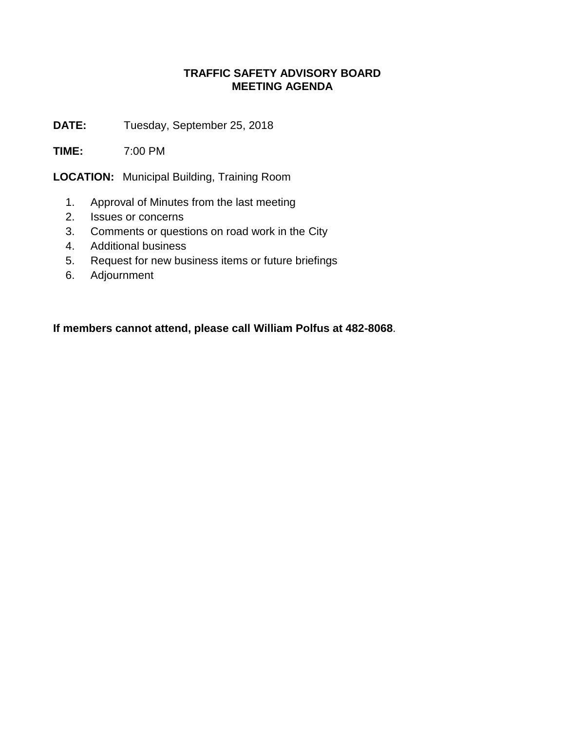# TRAFFIC SAFETY ADVISORY BOARD
## MEETING AGENDA

**DATE:** Tuesday, September 25, 2018

**TIME:** 7:00 PM

**LOCATION:** Municipal Building, Training Room

1. Approval of Minutes from the last meeting
2. Issues or concerns
3. Comments or questions on road work in the City
4. Additional business
5. Request for new business items or future briefings
6. Adjournment

**If members cannot attend, please call William Polfus at 482-8068**.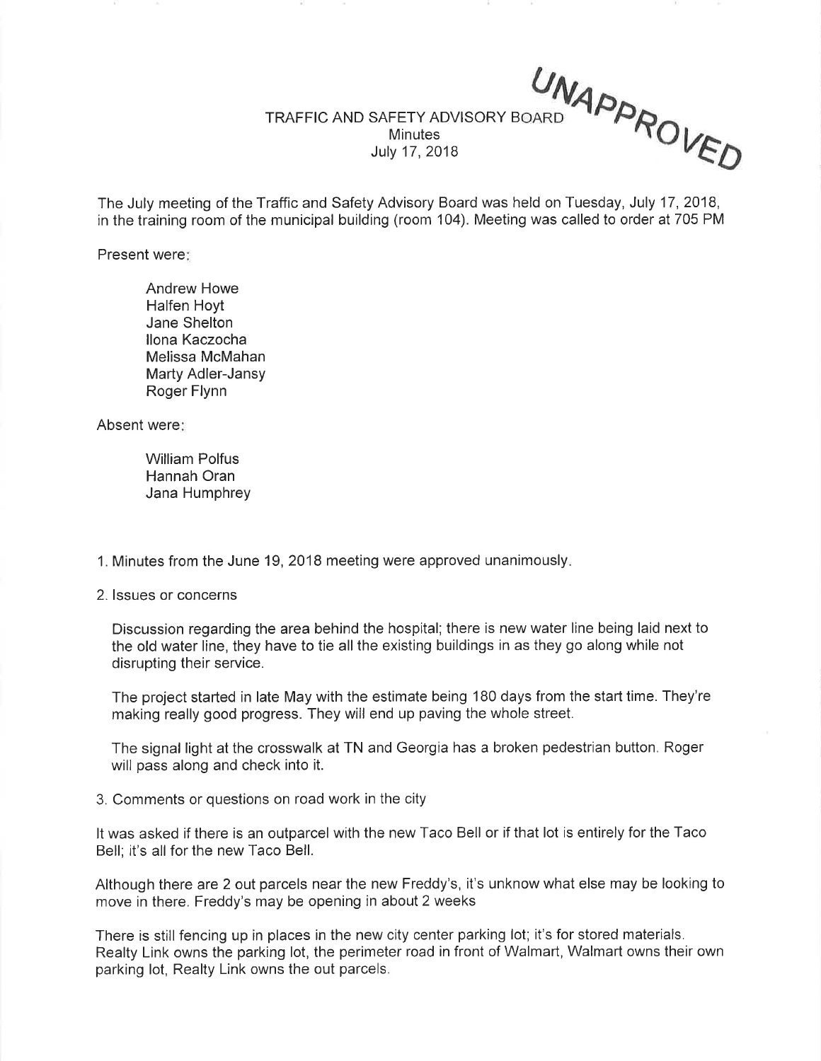UNAPPROVED

# TRAFFIC AND SAFETY ADVISORY BOARD
Minutes
July 17, 2018

The July meeting of the Traffic and Safety Advisory Board was held on Tuesday, July 17, 2018, in the training room of the municipal building (room 104). Meeting was called to order at 705 PM

Present were:

- Andrew Howe
- Halfen Hoyt
- Jane Shelton
- Ilona Kaczocha
- Melissa McMahan
- Marty Adler-Jansy
- Roger Flynn

Absent were:

- William Polfus
- Hannah Oran
- Jana Humphrey

1. Minutes from the June 19, 2018 meeting were approved unanimously.

2. Issues or concerns

   Discussion regarding the area behind the hospital; there is new water line being laid next to the old water line, they have to tie all the existing buildings in as they go along while not disrupting their service.

   The project started in late May with the estimate being 180 days from the start time. They're making really good progress. They will end up paving the whole street.

   The signal light at the crosswalk at TN and Georgia has a broken pedestrian button. Roger will pass along and check into it.

3. Comments or questions on road work in the city

It was asked if there is an outparcel with the new Taco Bell or if that lot is entirely for the Taco Bell; it's all for the new Taco Bell.

Although there are 2 out parcels near the new Freddy's, it's unknow what else may be looking to move in there. Freddy's may be opening in about 2 weeks

There is still fencing up in places in the new city center parking lot; it's for stored materials. Realty Link owns the parking lot, the perimeter road in front of Walmart, Walmart owns their own parking lot, Realty Link owns the out parcels.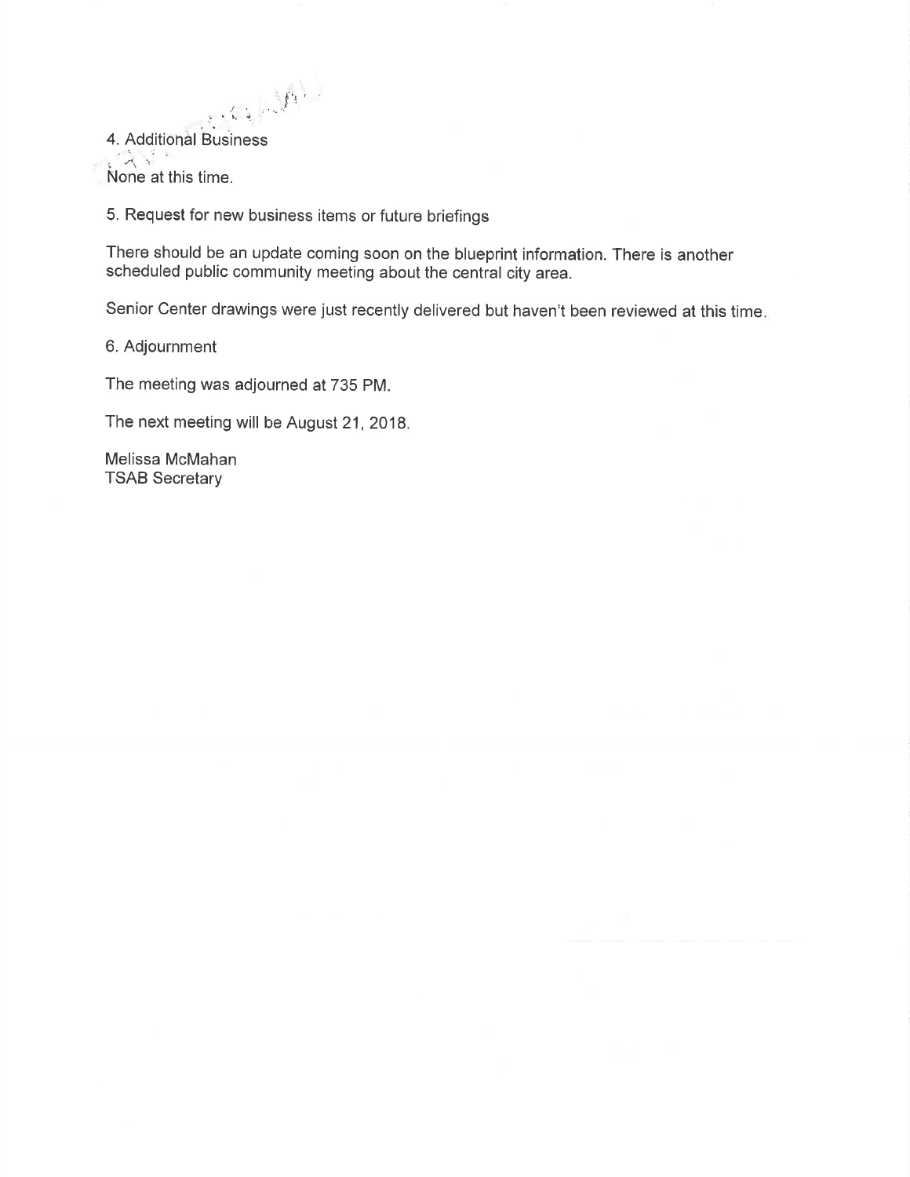4. Additional Business

None at this time.

5. Request for new business items or future briefings

There should be an update coming soon on the blueprint information. There is another scheduled public community meeting about the central city area.

Senior Center drawings were just recently delivered but haven't been reviewed at this time.

6. Adjournment

The meeting was adjourned at 735 PM.

The next meeting will be August 21, 2018.

Melissa McMahan
TSAB Secretary